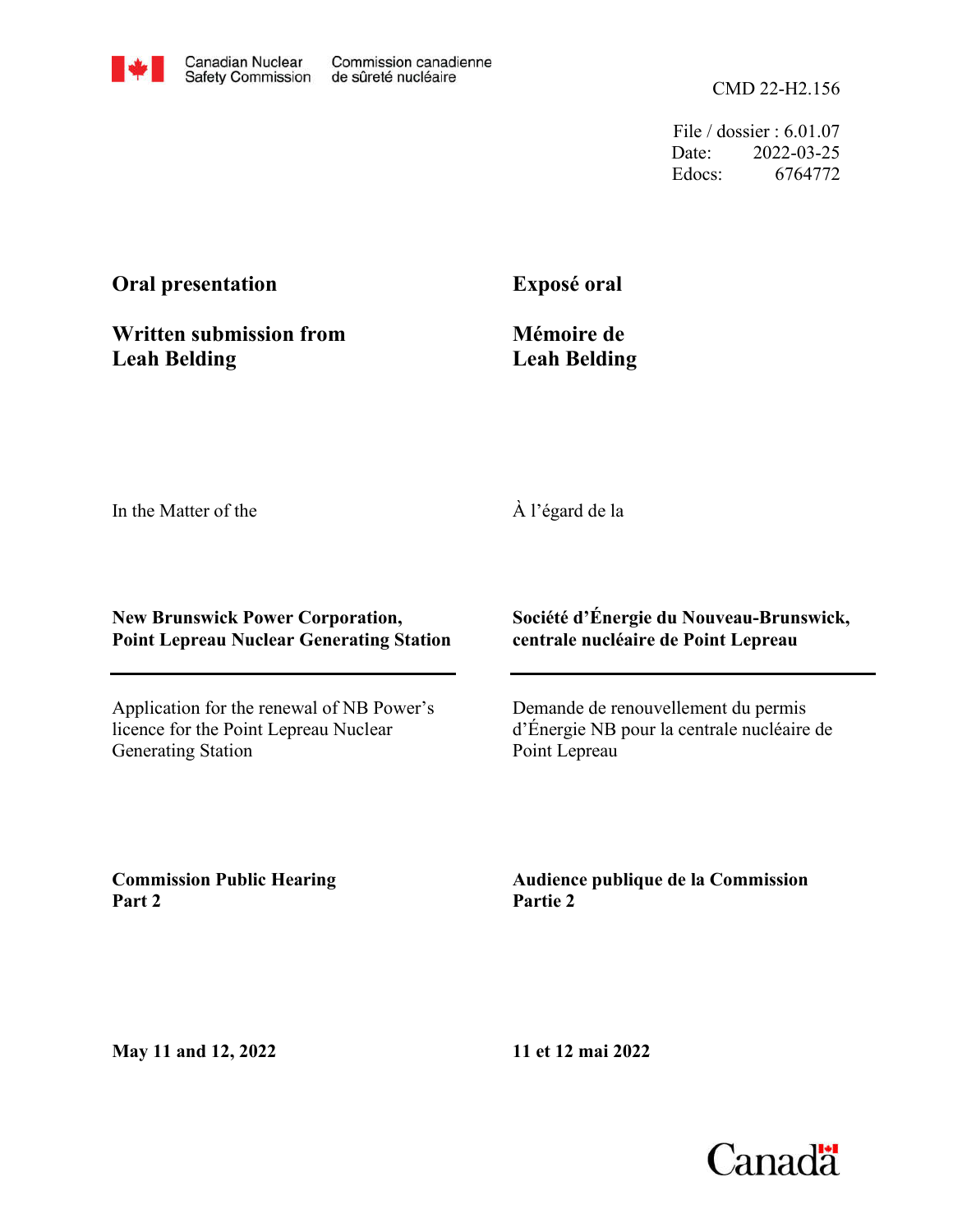Canadian Nuclear Safety Commission | Commission canadienne de sûreté nucléaire

CMD 22-H2.156

File / dossier : 6.01.07
Date: 2022-03-25
Edocs: 6764772

**Oral presentation**

**Written submission from Leah Belding**

**Exposé oral**

**Mémoire de Leah Belding**

In the Matter of the

À l'égard de la

**New Brunswick Power Corporation, Point Lepreau Nuclear Generating Station**

**Société d'Énergie du Nouveau-Brunswick, centrale nucléaire de Point Lepreau**

Application for the renewal of NB Power's licence for the Point Lepreau Nuclear Generating Station

Demande de renouvellement du permis d'Énergie NB pour la centrale nucléaire de Point Lepreau

**Commission Public Hearing Part 2**

**Audience publique de la Commission Partie 2**

**May 11 and 12, 2022**

**11 et 12 mai 2022**

Canada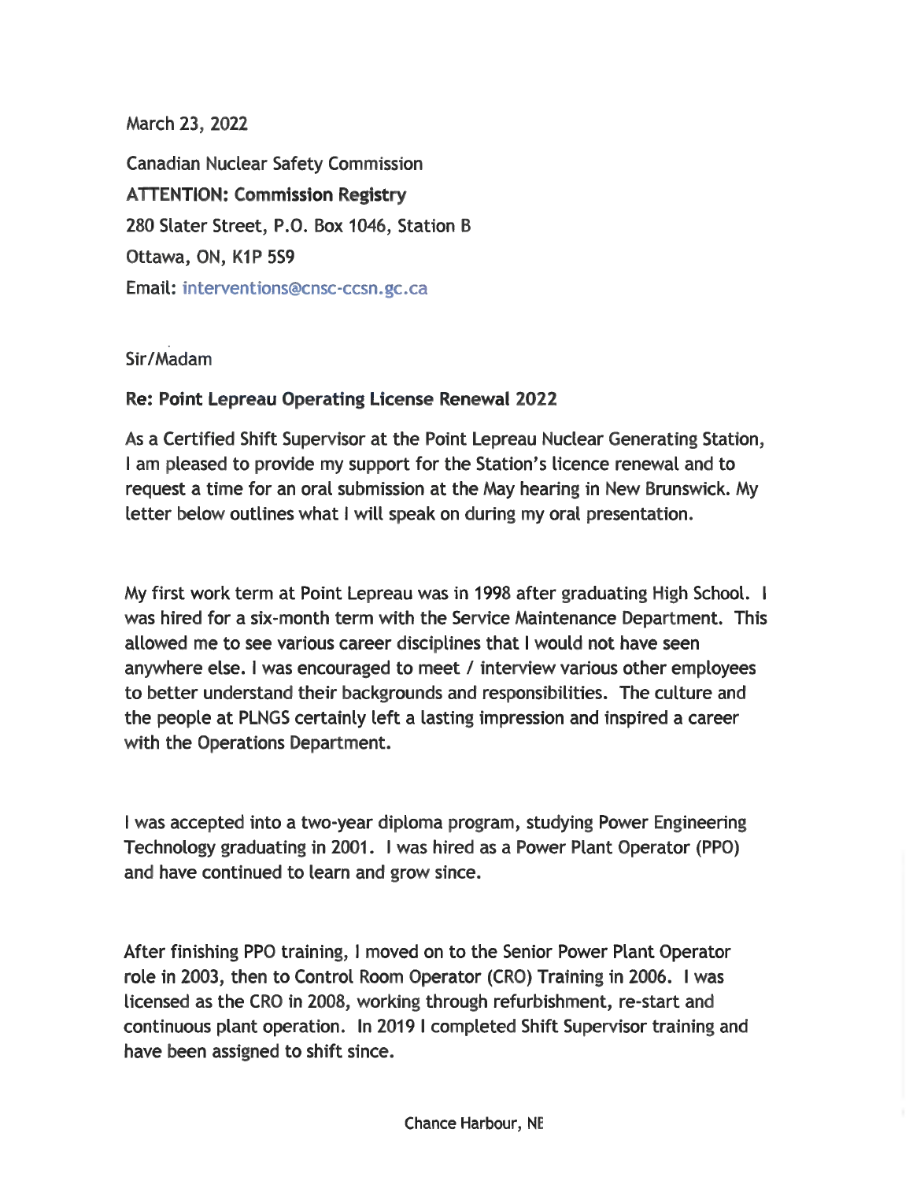March 23, 2022

Canadian Nuclear Safety Commission

**ATTENTION: Commission Registry**

280 Slater Street, P.O. Box 1046, Station B

Ottawa, ON, K1P 5S9

Email: interventions@cnsc-ccsn.gc.ca

Sir/Madam

**Re: Point Lepreau Operating License Renewal 2022**

As a Certified Shift Supervisor at the Point Lepreau Nuclear Generating Station, I am pleased to provide my support for the Station's licence renewal and to request a time for an oral submission at the May hearing in New Brunswick. My letter below outlines what I will speak on during my oral presentation.

My first work term at Point Lepreau was in 1998 after graduating High School. I was hired for a six-month term with the Service Maintenance Department. This allowed me to see various career disciplines that I would not have seen anywhere else. I was encouraged to meet / interview various other employees to better understand their backgrounds and responsibilities. The culture and the people at PLNGS certainly left a lasting impression and inspired a career with the Operations Department.

I was accepted into a two-year diploma program, studying Power Engineering Technology graduating in 2001. I was hired as a Power Plant Operator (PPO) and have continued to learn and grow since.

After finishing PPO training, I moved on to the Senior Power Plant Operator role in 2003, then to Control Room Operator (CRO) Training in 2006. I was licensed as the CRO in 2008, working through refurbishment, re-start and continuous plant operation. In 2019 I completed Shift Supervisor training and have been assigned to shift since.

Chance Harbour, NE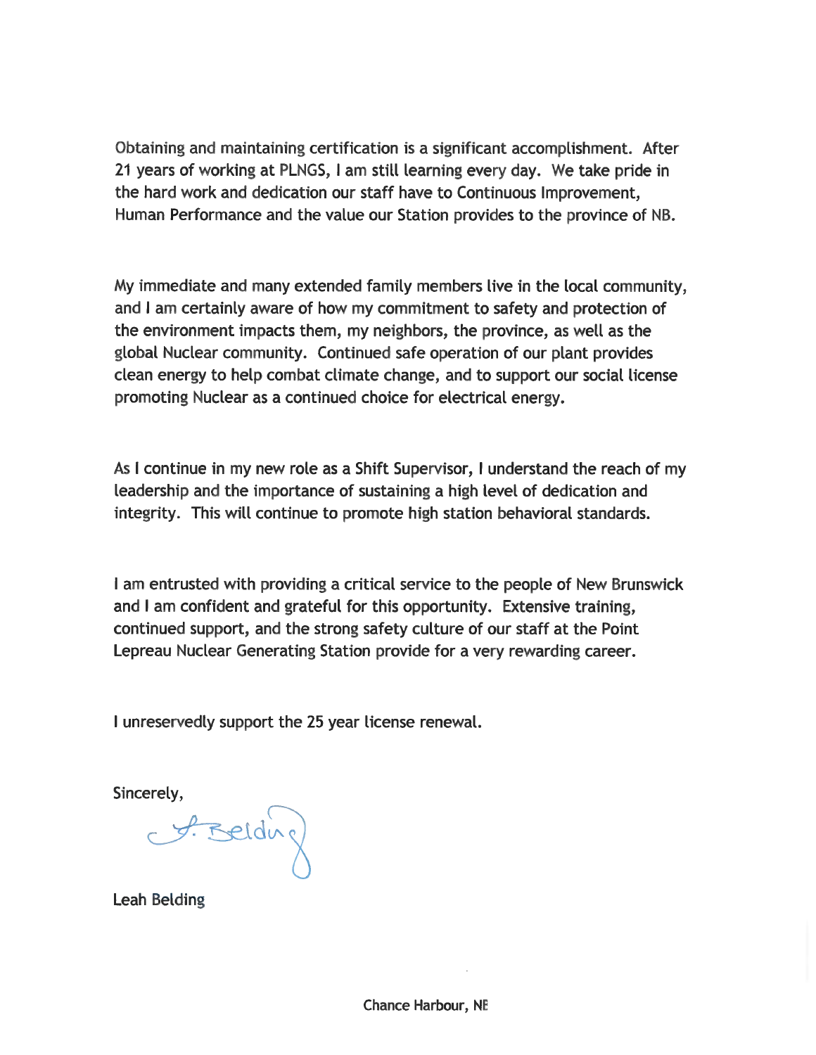Obtaining and maintaining certification is a significant accomplishment. After 21 years of working at PLNGS, I am still learning every day. We take pride in the hard work and dedication our staff have to Continuous Improvement, Human Performance and the value our Station provides to the province of NB.

My immediate and many extended family members live in the local community, and I am certainly aware of how my commitment to safety and protection of the environment impacts them, my neighbors, the province, as well as the global Nuclear community. Continued safe operation of our plant provides clean energy to help combat climate change, and to support our social license promoting Nuclear as a continued choice for electrical energy.

As I continue in my new role as a Shift Supervisor, I understand the reach of my leadership and the importance of sustaining a high level of dedication and integrity. This will continue to promote high station behavioral standards.

I am entrusted with providing a critical service to the people of New Brunswick and I am confident and grateful for this opportunity. Extensive training, continued support, and the strong safety culture of our staff at the Point Lepreau Nuclear Generating Station provide for a very rewarding career.

I unreservedly support the 25 year license renewal.

Sincerely,

L. Belding

Leah Belding

Chance Harbour, NB